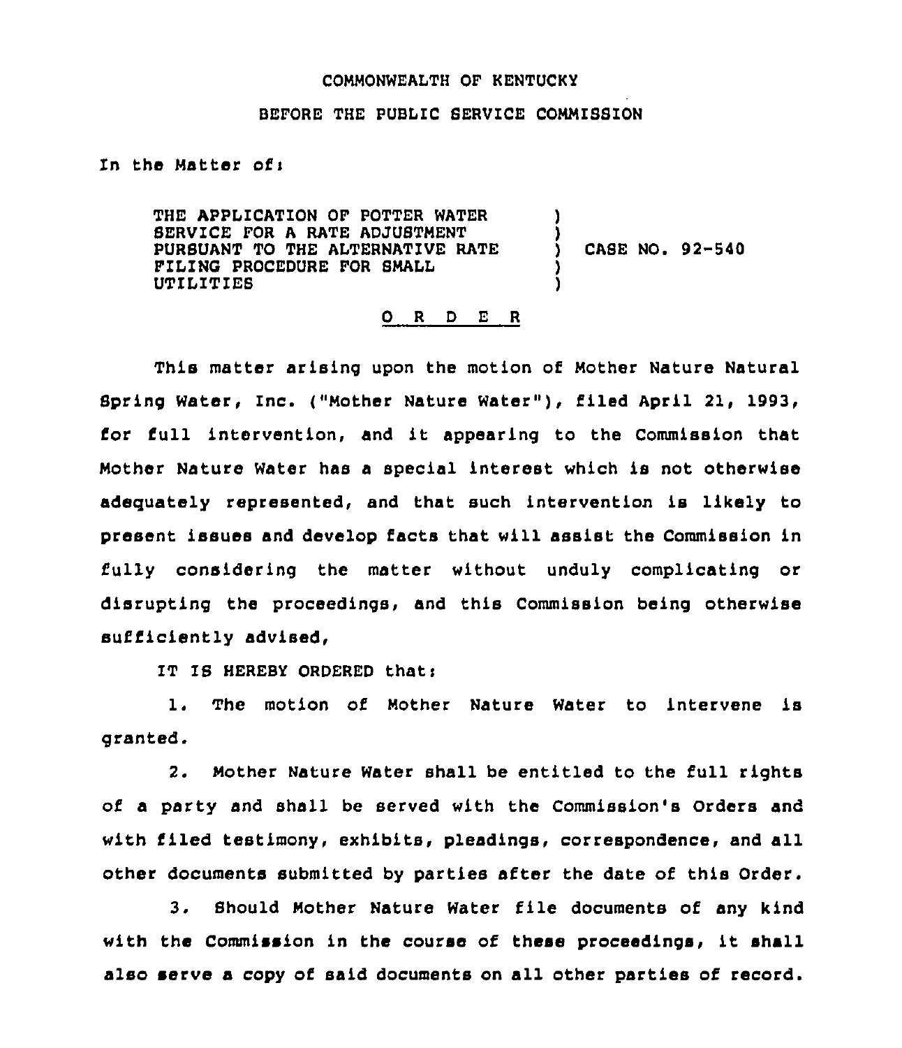COMMONWEALTH OF KENTUCKY

BEFORE THE PUBLIC SERVICE COMMISSION

In the Matter of:

THE APPLICATION OF POTTER WATER SERVICE FOR A RATE ADJUSTMENT PURSUANT TO THE ALTERNATIVE RATE FILING PROCEDURE FOR SMALL UTILITIES ) CASE NO. 92-540

O R D E R

This matter arising upon the motion of Mother Nature Natural Spring Water, Inc. ("Mother Nature Water"), filed April 21, 1993, for full intervention, and it appearing to the Commission that Mother Nature Water has a special interest which is not otherwise adequately represented, and that such intervention is likely to present issues and develop facts that will assist the Commission in fully considering the matter without unduly complicating or disrupting the proceedings, and this Commission being otherwise sufficiently advised,

IT IS HEREBY ORDERED that:

1. The motion of Mother Nature Water to intervene is granted.

2. Mother Nature Water shall be entitled to the full rights of a party and shall be served with the Commission's Orders and with filed testimony, exhibits, pleadings, correspondence, and all other documents submitted by parties after the date of this Order.

3. Should Mother Nature Water file documents of any kind with the Commission in the course of these proceedings, it shall also serve a copy of said documents on all other parties of record.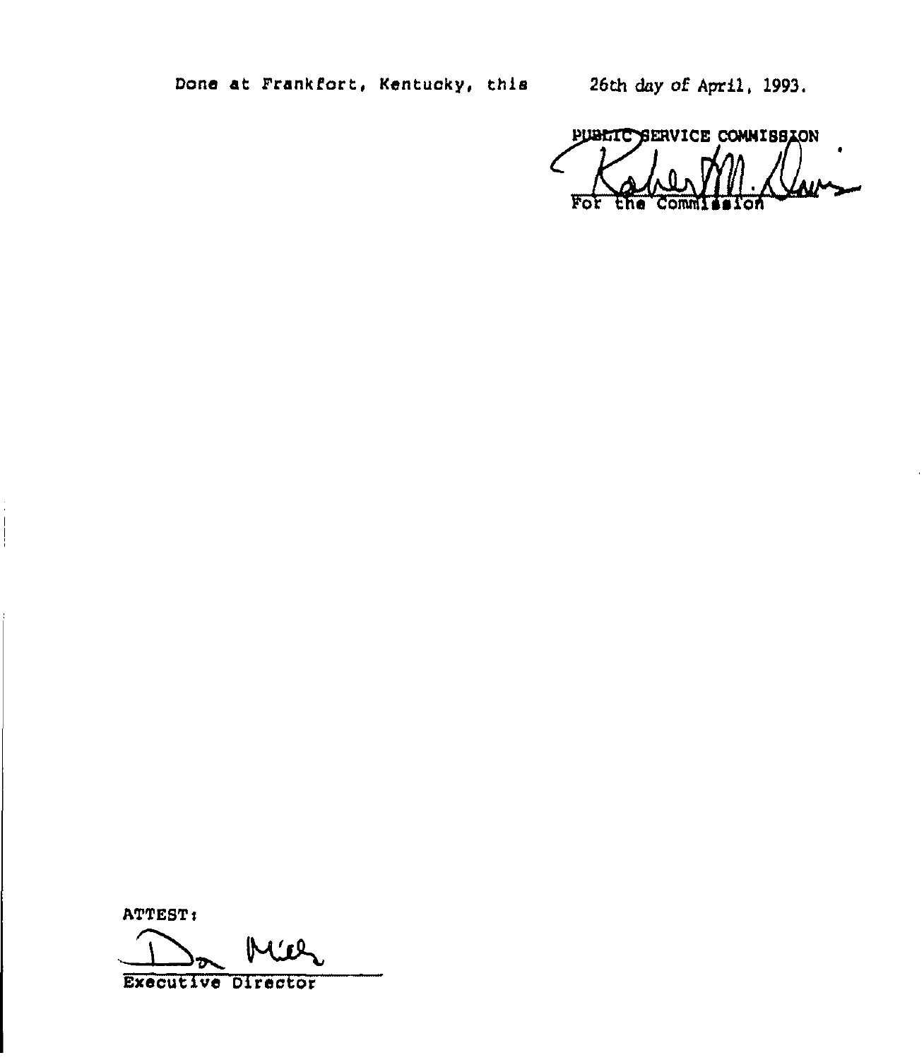Done at Frankfort, Kentucky, this 26th day of April, 1993.

PUBLIC SERVICE COMMISSION

For the Commission

ATTEST:

Executive Director